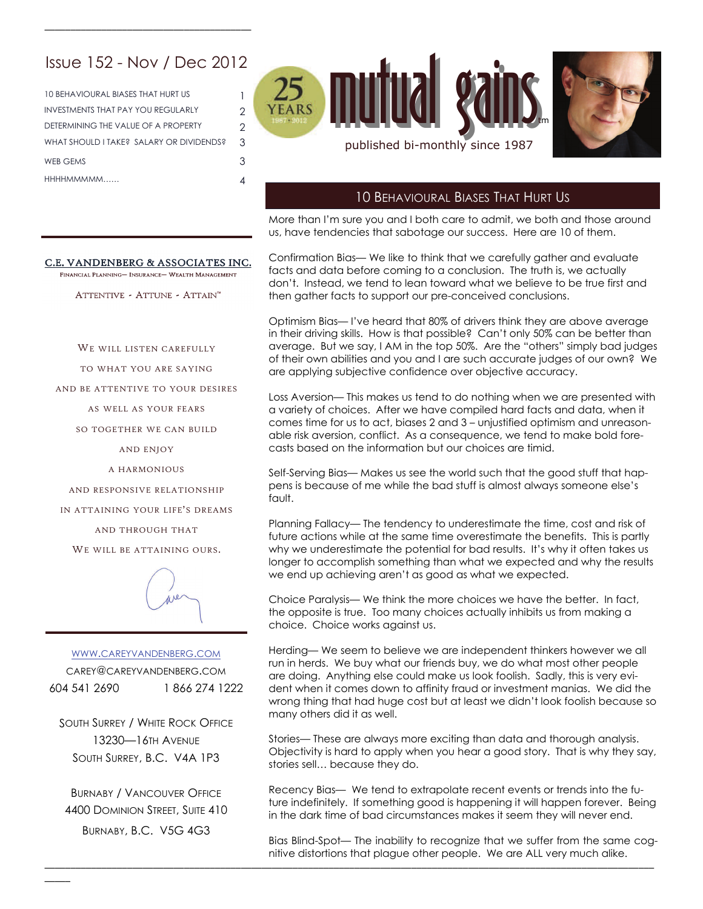# Issue 152 - Nov / Dec 2012

| | |
|---|---|
| 10 BEHAVIOURAL BIASES THAT HURT US | 1 |
| INVESTMENTS THAT PAY YOU REGULARLY | 2 |
| DETERMINING THE VALUE OF A PROPERTY | 2 |
| WHAT SHOULD I TAKE? SALARY OR DIVIDENDS? | 3 |
| WEB GEMS | 3 |
| HHHHMMMMM...... | 4 |

25 YEARS 1987-2012

mutual gains™

published bi-monthly since 1987

**C.E. VANDENBERG & ASSOCIATES INC.**

Financial Planning— Insurance— Wealth Management

Attentive - Attune - Attain™

We will listen carefully
to what you are saying
and be attentive to your desires
as well as your fears
so together we can build
and enjoy
a harmonious
and responsive relationship
in attaining your life's dreams
and through that
We will be attaining ours.

WWW.CAREYVANDENBERG.COM
CAREY@CAREYVANDENBERG.COM
604 541 2690 1 866 274 1222

South Surrey / White Rock Office
13230—16th Avenue
South Surrey, B.C. V4A 1P3

Burnaby / Vancouver Office
4400 Dominion Street, Suite 410
Burnaby, B.C. V5G 4G3

## 10 Behavioural Biases That Hurt Us

More than I'm sure you and I both care to admit, we both and those around us, have tendencies that sabotage our success. Here are 10 of them.

Confirmation Bias— We like to think that we carefully gather and evaluate facts and data before coming to a conclusion. The truth is, we actually don't. Instead, we tend to lean toward what we believe to be true first and then gather facts to support our pre-conceived conclusions.

Optimism Bias— I've heard that 80% of drivers think they are above average in their driving skills. How is that possible? Can't only 50% can be better than average. But we say, I AM in the top 50%. Are the "others" simply bad judges of their own abilities and you and I are such accurate judges of our own? We are applying subjective confidence over objective accuracy.

Loss Aversion— This makes us tend to do nothing when we are presented with a variety of choices. After we have compiled hard facts and data, when it comes time for us to act, biases 2 and 3 – unjustified optimism and unreasonable risk aversion, conflict. As a consequence, we tend to make bold forecasts based on the information but our choices are timid.

Self-Serving Bias— Makes us see the world such that the good stuff that happens is because of me while the bad stuff is almost always someone else's fault.

Planning Fallacy— The tendency to underestimate the time, cost and risk of future actions while at the same time overestimate the benefits. This is partly why we underestimate the potential for bad results. It's why it often takes us longer to accomplish something than what we expected and why the results we end up achieving aren't as good as what we expected.

Choice Paralysis— We think the more choices we have the better. In fact, the opposite is true. Too many choices actually inhibits us from making a choice. Choice works against us.

Herding— We seem to believe we are independent thinkers however we all run in herds. We buy what our friends buy, we do what most other people are doing. Anything else could make us look foolish. Sadly, this is very evident when it comes down to affinity fraud or investment manias. We did the wrong thing that had huge cost but at least we didn't look foolish because so many others did it as well.

Stories— These are always more exciting than data and thorough analysis. Objectivity is hard to apply when you hear a good story. That is why they say, stories sell… because they do.

Recency Bias— We tend to extrapolate recent events or trends into the future indefinitely. If something good is happening it will happen forever. Being in the dark time of bad circumstances makes it seem they will never end.

Bias Blind-Spot— The inability to recognize that we suffer from the same cognitive distortions that plague other people. We are ALL very much alike.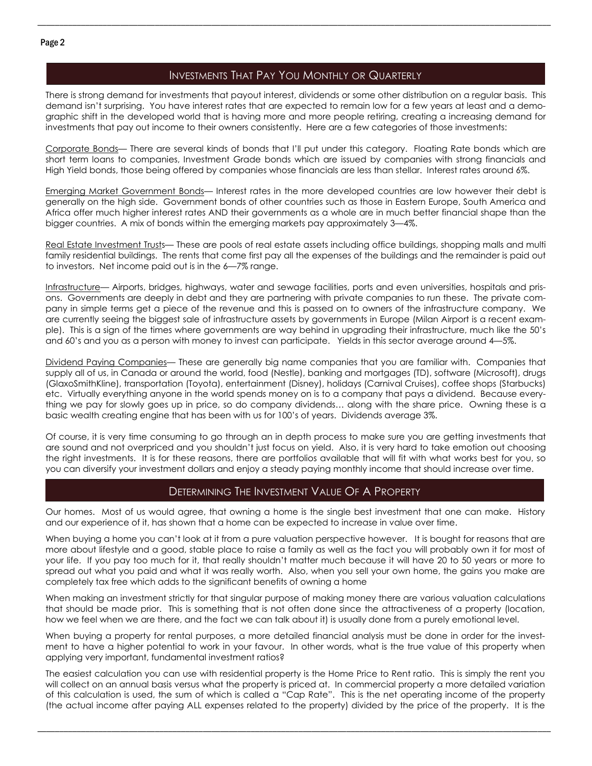## Investments That Pay You Monthly or Quarterly

There is strong demand for investments that payout interest, dividends or some other distribution on a regular basis. This demand isn't surprising. You have interest rates that are expected to remain low for a few years at least and a demographic shift in the developed world that is having more and more people retiring, creating a increasing demand for investments that pay out income to their owners consistently. Here are a few categories of those investments:

Corporate Bonds— There are several kinds of bonds that I'll put under this category. Floating Rate bonds which are short term loans to companies, Investment Grade bonds which are issued by companies with strong financials and High Yield bonds, those being offered by companies whose financials are less than stellar. Interest rates around 6%.

Emerging Market Government Bonds— Interest rates in the more developed countries are low however their debt is generally on the high side. Government bonds of other countries such as those in Eastern Europe, South America and Africa offer much higher interest rates AND their governments as a whole are in much better financial shape than the bigger countries. A mix of bonds within the emerging markets pay approximately 3—4%.

Real Estate Investment Trusts— These are pools of real estate assets including office buildings, shopping malls and multi family residential buildings. The rents that come first pay all the expenses of the buildings and the remainder is paid out to investors. Net income paid out is in the 6—7% range.

Infrastructure— Airports, bridges, highways, water and sewage facilities, ports and even universities, hospitals and prisons. Governments are deeply in debt and they are partnering with private companies to run these. The private company in simple terms get a piece of the revenue and this is passed on to owners of the infrastructure company. We are currently seeing the biggest sale of infrastructure assets by governments in Europe (Milan Airport is a recent example). This is a sign of the times where governments are way behind in upgrading their infrastructure, much like the 50's and 60's and you as a person with money to invest can participate. Yields in this sector average around 4—5%.

Dividend Paying Companies— These are generally big name companies that you are familiar with. Companies that supply all of us, in Canada or around the world, food (Nestle), banking and mortgages (TD), software (Microsoft), drugs (GlaxoSmithKline), transportation (Toyota), entertainment (Disney), holidays (Carnival Cruises), coffee shops (Starbucks) etc. Virtually everything anyone in the world spends money on is to a company that pays a dividend. Because everything we pay for slowly goes up in price, so do company dividends… along with the share price. Owning these is a basic wealth creating engine that has been with us for 100's of years. Dividends average 3%.

Of course, it is very time consuming to go through an in depth process to make sure you are getting investments that are sound and not overpriced and you shouldn't just focus on yield. Also, it is very hard to take emotion out choosing the right investments. It is for these reasons, there are portfolios available that will fit with what works best for you, so you can diversify your investment dollars and enjoy a steady paying monthly income that should increase over time.

## Determining The Investment Value Of A Property

Our homes. Most of us would agree, that owning a home is the single best investment that one can make. History and our experience of it, has shown that a home can be expected to increase in value over time.

When buying a home you can't look at it from a pure valuation perspective however. It is bought for reasons that are more about lifestyle and a good, stable place to raise a family as well as the fact you will probably own it for most of your life. If you pay too much for it, that really shouldn't matter much because it will have 20 to 50 years or more to spread out what you paid and what it was really worth. Also, when you sell your own home, the gains you make are completely tax free which adds to the significant benefits of owning a home

When making an investment strictly for that singular purpose of making money there are various valuation calculations that should be made prior. This is something that is not often done since the attractiveness of a property (location, how we feel when we are there, and the fact we can talk about it) is usually done from a purely emotional level.

When buying a property for rental purposes, a more detailed financial analysis must be done in order for the investment to have a higher potential to work in your favour. In other words, what is the true value of this property when applying very important, fundamental investment ratios?

The easiest calculation you can use with residential property is the Home Price to Rent ratio. This is simply the rent you will collect on an annual basis versus what the property is priced at. In commercial property a more detailed variation of this calculation is used, the sum of which is called a "Cap Rate". This is the net operating income of the property (the actual income after paying ALL expenses related to the property) divided by the price of the property. It is the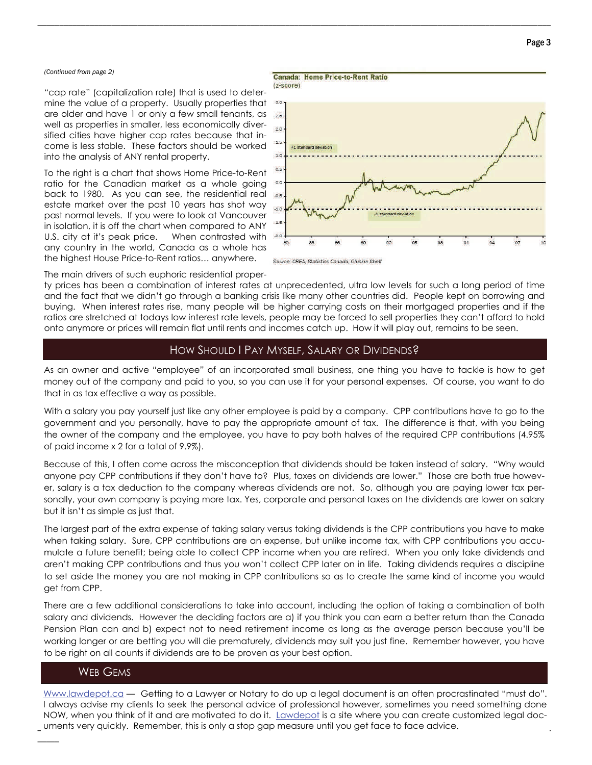*(Continued from page 2)*

"cap rate" (capitalization rate) that is used to determine the value of a property. Usually properties that are older and have 1 or only a few small tenants, as well as properties in smaller, less economically diversified cities have higher cap rates because that income is less stable. These factors should be worked into the analysis of ANY rental property.

To the right is a chart that shows Home Price-to-Rent ratio for the Canadian market as a whole going back to 1980. As you can see, the residential real estate market over the past 10 years has shot way past normal levels. If you were to look at Vancouver in isolation, it is off the chart when compared to ANY U.S. city at it's peak price. When contrasted with any country in the world, Canada as a whole has the highest House Price-to-Rent ratios… anywhere.

**Canada: Home Price-to-Rent Ratio**
(z-score)

Source: CREA, Statistics Canada, Gluskin Sheff

The main drivers of such euphoric residential property prices has been a combination of interest rates at unprecedented, ultra low levels for such a long period of time and the fact that we didn't go through a banking crisis like many other countries did. People kept on borrowing and buying. When interest rates rise, many people will be higher carrying costs on their mortgaged properties and if the ratios are stretched at todays low interest rate levels, people may be forced to sell properties they can't afford to hold onto anymore or prices will remain flat until rents and incomes catch up. How it will play out, remains to be seen.

## How Should I Pay Myself, Salary or Dividends?

As an owner and active "employee" of an incorporated small business, one thing you have to tackle is how to get money out of the company and paid to you, so you can use it for your personal expenses. Of course, you want to do that in as tax effective a way as possible.

With a salary you pay yourself just like any other employee is paid by a company. CPP contributions have to go to the government and you personally, have to pay the appropriate amount of tax. The difference is that, with you being the owner of the company and the employee, you have to pay both halves of the required CPP contributions (4.95% of paid income x 2 for a total of 9.9%).

Because of this, I often come across the misconception that dividends should be taken instead of salary. "Why would anyone pay CPP contributions if they don't have to? Plus, taxes on dividends are lower." Those are both true however, salary is a tax deduction to the company whereas dividends are not. So, although you are paying lower tax personally, your own company is paying more tax. Yes, corporate and personal taxes on the dividends are lower on salary but it isn't as simple as just that.

The largest part of the extra expense of taking salary versus taking dividends is the CPP contributions you have to make when taking salary. Sure, CPP contributions are an expense, but unlike income tax, with CPP contributions you accumulate a future benefit; being able to collect CPP income when you are retired. When you only take dividends and aren't making CPP contributions and thus you won't collect CPP later on in life. Taking dividends requires a discipline to set aside the money you are not making in CPP contributions so as to create the same kind of income you would get from CPP.

There are a few additional considerations to take into account, including the option of taking a combination of both salary and dividends. However the deciding factors are a) if you think you can earn a better return than the Canada Pension Plan can and b) expect not to need retirement income as long as the average person because you'll be working longer or are betting you will die prematurely, dividends may suit you just fine. Remember however, you have to be right on all counts if dividends are to be proven as your best option.

## Web Gems

Www.lawdepot.ca — Getting to a Lawyer or Notary to do up a legal document is an often procrastinated "must do". I always advise my clients to seek the personal advice of professional however, sometimes you need something done NOW, when you think of it and are motivated to do it. Lawdepot is a site where you can create customized legal documents very quickly. Remember, this is only a stop gap measure until you get face to face advice.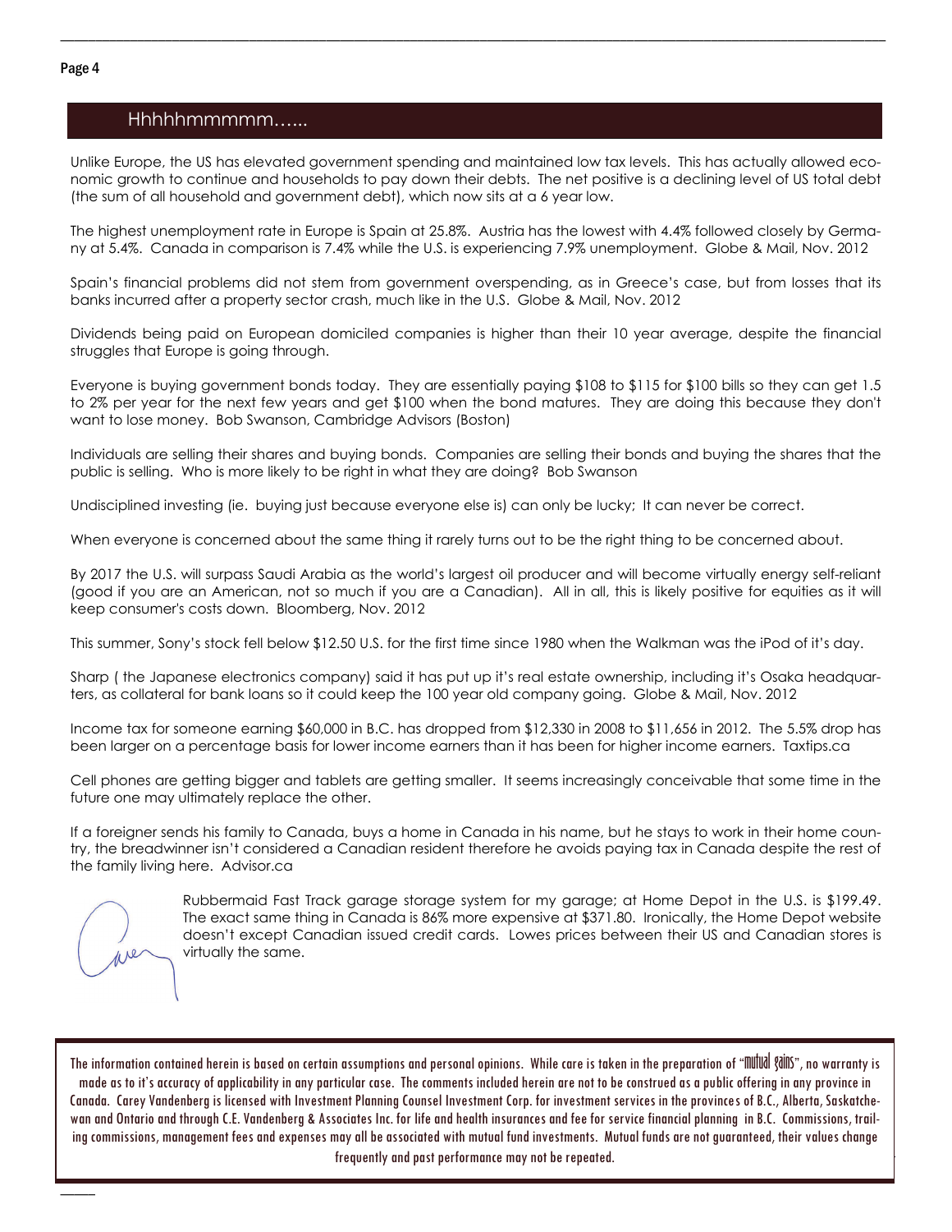## Hhhhhmmmmm…...

Unlike Europe, the US has elevated government spending and maintained low tax levels. This has actually allowed economic growth to continue and households to pay down their debts. The net positive is a declining level of US total debt (the sum of all household and government debt), which now sits at a 6 year low.

The highest unemployment rate in Europe is Spain at 25.8%. Austria has the lowest with 4.4% followed closely by Germany at 5.4%. Canada in comparison is 7.4% while the U.S. is experiencing 7.9% unemployment. Globe & Mail, Nov. 2012

Spain's financial problems did not stem from government overspending, as in Greece's case, but from losses that its banks incurred after a property sector crash, much like in the U.S. Globe & Mail, Nov. 2012

Dividends being paid on European domiciled companies is higher than their 10 year average, despite the financial struggles that Europe is going through.

Everyone is buying government bonds today. They are essentially paying $108 to $115 for $100 bills so they can get 1.5 to 2% per year for the next few years and get $100 when the bond matures. They are doing this because they don't want to lose money. Bob Swanson, Cambridge Advisors (Boston)

Individuals are selling their shares and buying bonds. Companies are selling their bonds and buying the shares that the public is selling. Who is more likely to be right in what they are doing? Bob Swanson

Undisciplined investing (ie. buying just because everyone else is) can only be lucky; It can never be correct.

When everyone is concerned about the same thing it rarely turns out to be the right thing to be concerned about.

By 2017 the U.S. will surpass Saudi Arabia as the world's largest oil producer and will become virtually energy self-reliant (good if you are an American, not so much if you are a Canadian). All in all, this is likely positive for equities as it will keep consumer's costs down. Bloomberg, Nov. 2012

This summer, Sony's stock fell below $12.50 U.S. for the first time since 1980 when the Walkman was the iPod of it's day.

Sharp ( the Japanese electronics company) said it has put up it's real estate ownership, including it's Osaka headquarters, as collateral for bank loans so it could keep the 100 year old company going. Globe & Mail, Nov. 2012

Income tax for someone earning $60,000 in B.C. has dropped from $12,330 in 2008 to $11,656 in 2012. The 5.5% drop has been larger on a percentage basis for lower income earners than it has been for higher income earners. Taxtips.ca

Cell phones are getting bigger and tablets are getting smaller. It seems increasingly conceivable that some time in the future one may ultimately replace the other.

If a foreigner sends his family to Canada, buys a home in Canada in his name, but he stays to work in their home country, the breadwinner isn't considered a Canadian resident therefore he avoids paying tax in Canada despite the rest of the family living here. Advisor.ca

Rubbermaid Fast Track garage storage system for my garage; at Home Depot in the U.S. is $199.49. The exact same thing in Canada is 86% more expensive at $371.80. Ironically, the Home Depot website doesn't except Canadian issued credit cards. Lowes prices between their US and Canadian stores is virtually the same.

Carey

The information contained herein is based on certain assumptions and personal opinions. While care is taken in the preparation of "mutual gains", no warranty is made as to it's accuracy of applicability in any particular case. The comments included herein are not to be construed as a public offering in any province in Canada. Carey Vandenberg is licensed with Investment Planning Counsel Investment Corp. for investment services in the provinces of B.C., Alberta, Saskatchewan and Ontario and through C.E. Vandenberg & Associates Inc. for life and health insurances and fee for service financial planning in B.C. Commissions, trailing commissions, management fees and expenses may all be associated with mutual fund investments. Mutual funds are not guaranteed, their values change frequently and past performance may not be repeated.